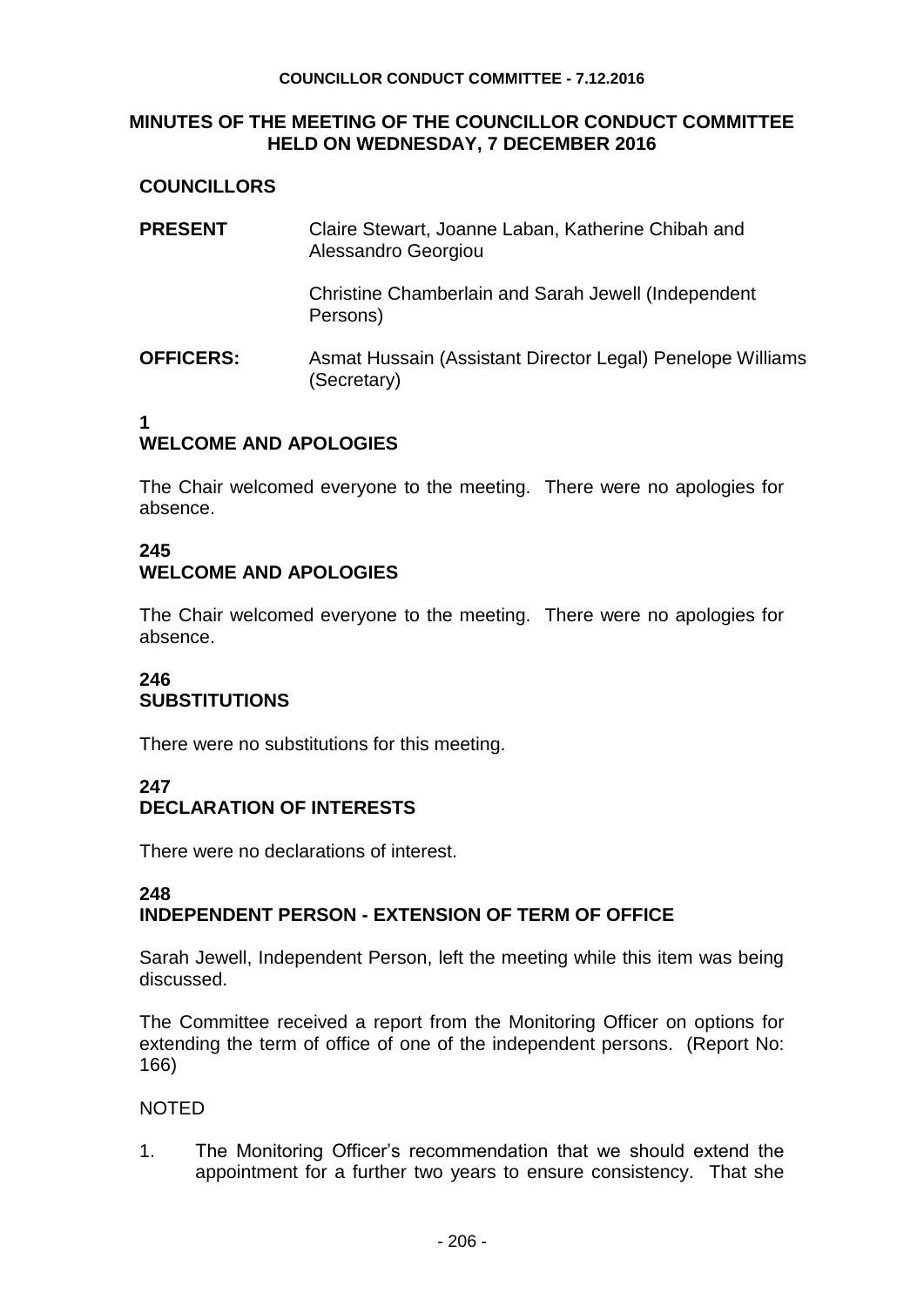# MINUTES OF THE MEETING OF THE COUNCILLOR CONDUCT COMMITTEE HELD ON WEDNESDAY, 7 DECEMBER 2016

**COUNCILLORS**

**PRESENT** Claire Stewart, Joanne Laban, Katherine Chibah and Alessandro Georgiou

Christine Chamberlain and Sarah Jewell (Independent Persons)

**OFFICERS:** Asmat Hussain (Assistant Director Legal) Penelope Williams (Secretary)

## 1
## WELCOME AND APOLOGIES

The Chair welcomed everyone to the meeting. There were no apologies for absence.

## 245
## WELCOME AND APOLOGIES

The Chair welcomed everyone to the meeting. There were no apologies for absence.

## 246
## SUBSTITUTIONS

There were no substitutions for this meeting.

## 247
## DECLARATION OF INTERESTS

There were no declarations of interest.

## 248
## INDEPENDENT PERSON - EXTENSION OF TERM OF OFFICE

Sarah Jewell, Independent Person, left the meeting while this item was being discussed.

The Committee received a report from the Monitoring Officer on options for extending the term of office of one of the independent persons. (Report No: 166)

NOTED

1. The Monitoring Officer's recommendation that we should extend the appointment for a further two years to ensure consistency. That she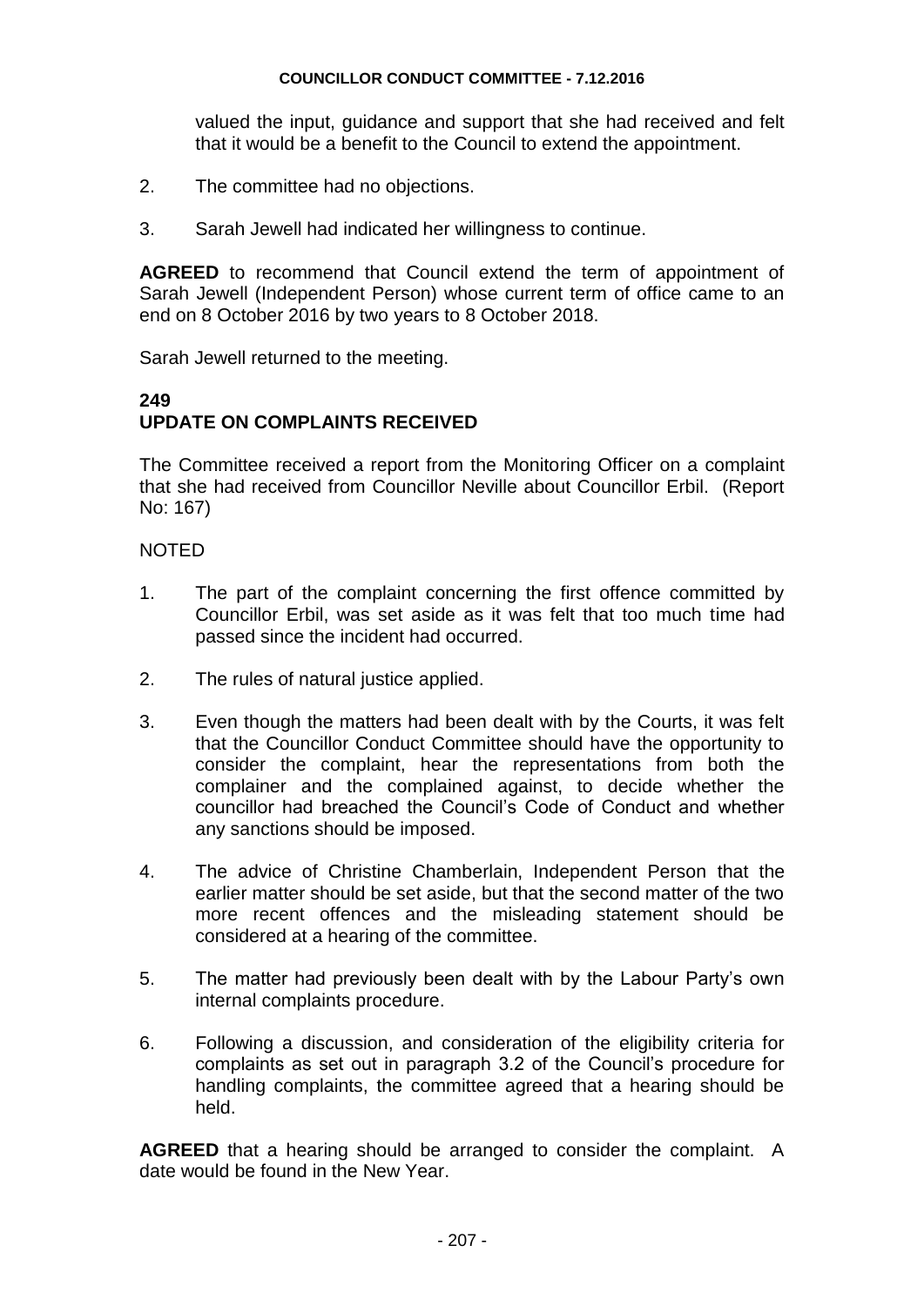valued the input, guidance and support that she had received and felt that it would be a benefit to the Council to extend the appointment.

2. The committee had no objections.

3. Sarah Jewell had indicated her willingness to continue.

**AGREED** to recommend that Council extend the term of appointment of Sarah Jewell (Independent Person) whose current term of office came to an end on 8 October 2016 by two years to 8 October 2018.

Sarah Jewell returned to the meeting.

## 249
## UPDATE ON COMPLAINTS RECEIVED

The Committee received a report from the Monitoring Officer on a complaint that she had received from Councillor Neville about Councillor Erbil. (Report No: 167)

NOTED

1. The part of the complaint concerning the first offence committed by Councillor Erbil, was set aside as it was felt that too much time had passed since the incident had occurred.

2. The rules of natural justice applied.

3. Even though the matters had been dealt with by the Courts, it was felt that the Councillor Conduct Committee should have the opportunity to consider the complaint, hear the representations from both the complainer and the complained against, to decide whether the councillor had breached the Council's Code of Conduct and whether any sanctions should be imposed.

4. The advice of Christine Chamberlain, Independent Person that the earlier matter should be set aside, but that the second matter of the two more recent offences and the misleading statement should be considered at a hearing of the committee.

5. The matter had previously been dealt with by the Labour Party's own internal complaints procedure.

6. Following a discussion, and consideration of the eligibility criteria for complaints as set out in paragraph 3.2 of the Council's procedure for handling complaints, the committee agreed that a hearing should be held.

**AGREED** that a hearing should be arranged to consider the complaint. A date would be found in the New Year.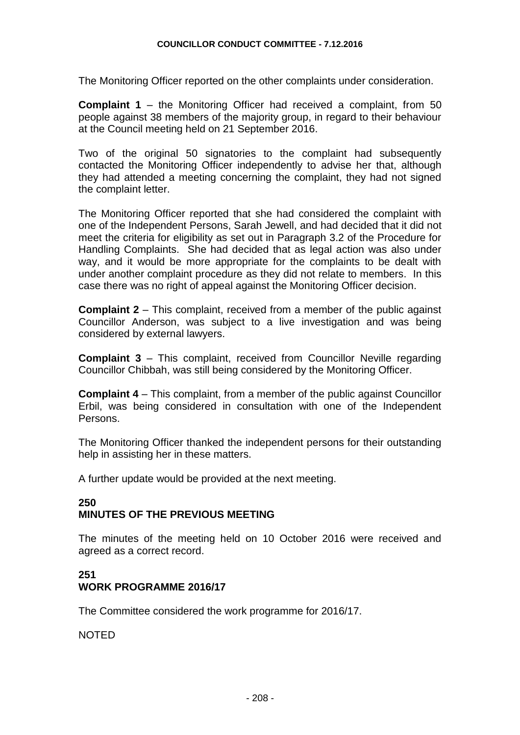The Monitoring Officer reported on the other complaints under consideration.

**Complaint 1** – the Monitoring Officer had received a complaint, from 50 people against 38 members of the majority group, in regard to their behaviour at the Council meeting held on 21 September 2016.

Two of the original 50 signatories to the complaint had subsequently contacted the Monitoring Officer independently to advise her that, although they had attended a meeting concerning the complaint, they had not signed the complaint letter.

The Monitoring Officer reported that she had considered the complaint with one of the Independent Persons, Sarah Jewell, and had decided that it did not meet the criteria for eligibility as set out in Paragraph 3.2 of the Procedure for Handling Complaints. She had decided that as legal action was also under way, and it would be more appropriate for the complaints to be dealt with under another complaint procedure as they did not relate to members. In this case there was no right of appeal against the Monitoring Officer decision.

**Complaint 2** – This complaint, received from a member of the public against Councillor Anderson, was subject to a live investigation and was being considered by external lawyers.

**Complaint 3** – This complaint, received from Councillor Neville regarding Councillor Chibbah, was still being considered by the Monitoring Officer.

**Complaint 4** – This complaint, from a member of the public against Councillor Erbil, was being considered in consultation with one of the Independent Persons.

The Monitoring Officer thanked the independent persons for their outstanding help in assisting her in these matters.

A further update would be provided at the next meeting.

## 250
## MINUTES OF THE PREVIOUS MEETING

The minutes of the meeting held on 10 October 2016 were received and agreed as a correct record.

## 251
## WORK PROGRAMME 2016/17

The Committee considered the work programme for 2016/17.

NOTED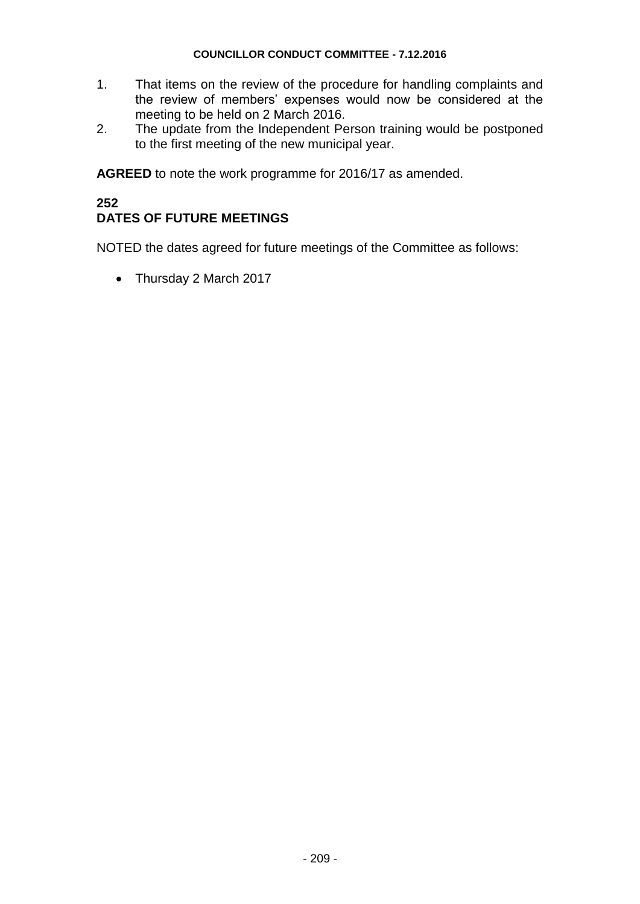1. That items on the review of the procedure for handling complaints and the review of members' expenses would now be considered at the meeting to be held on 2 March 2016.
2. The update from the Independent Person training would be postponed to the first meeting of the new municipal year.

**AGREED** to note the work programme for 2016/17 as amended.

## 252
## DATES OF FUTURE MEETINGS

NOTED the dates agreed for future meetings of the Committee as follows:

- Thursday 2 March 2017